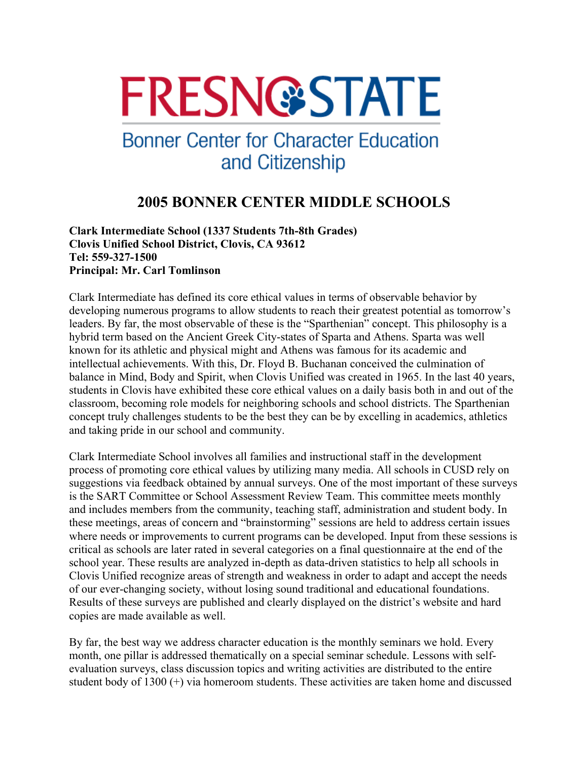FRESNO STATE

Bonner Center for Character Education and Citizenship

# 2005 BONNER CENTER MIDDLE SCHOOLS

**Clark Intermediate School (1337 Students 7th-8th Grades)**
**Clovis Unified School District, Clovis, CA 93612**
**Tel: 559-327-1500**
**Principal: Mr. Carl Tomlinson**

Clark Intermediate has defined its core ethical values in terms of observable behavior by developing numerous programs to allow students to reach their greatest potential as tomorrow's leaders. By far, the most observable of these is the "Sparthenian" concept. This philosophy is a hybrid term based on the Ancient Greek City-states of Sparta and Athens. Sparta was well known for its athletic and physical might and Athens was famous for its academic and intellectual achievements. With this, Dr. Floyd B. Buchanan conceived the culmination of balance in Mind, Body and Spirit, when Clovis Unified was created in 1965. In the last 40 years, students in Clovis have exhibited these core ethical values on a daily basis both in and out of the classroom, becoming role models for neighboring schools and school districts. The Sparthenian concept truly challenges students to be the best they can be by excelling in academics, athletics and taking pride in our school and community.

Clark Intermediate School involves all families and instructional staff in the development process of promoting core ethical values by utilizing many media. All schools in CUSD rely on suggestions via feedback obtained by annual surveys. One of the most important of these surveys is the SART Committee or School Assessment Review Team. This committee meets monthly and includes members from the community, teaching staff, administration and student body. In these meetings, areas of concern and "brainstorming" sessions are held to address certain issues where needs or improvements to current programs can be developed. Input from these sessions is critical as schools are later rated in several categories on a final questionnaire at the end of the school year. These results are analyzed in-depth as data-driven statistics to help all schools in Clovis Unified recognize areas of strength and weakness in order to adapt and accept the needs of our ever-changing society, without losing sound traditional and educational foundations. Results of these surveys are published and clearly displayed on the district's website and hard copies are made available as well.

By far, the best way we address character education is the monthly seminars we hold. Every month, one pillar is addressed thematically on a special seminar schedule. Lessons with self-evaluation surveys, class discussion topics and writing activities are distributed to the entire student body of 1300 (+) via homeroom students. These activities are taken home and discussed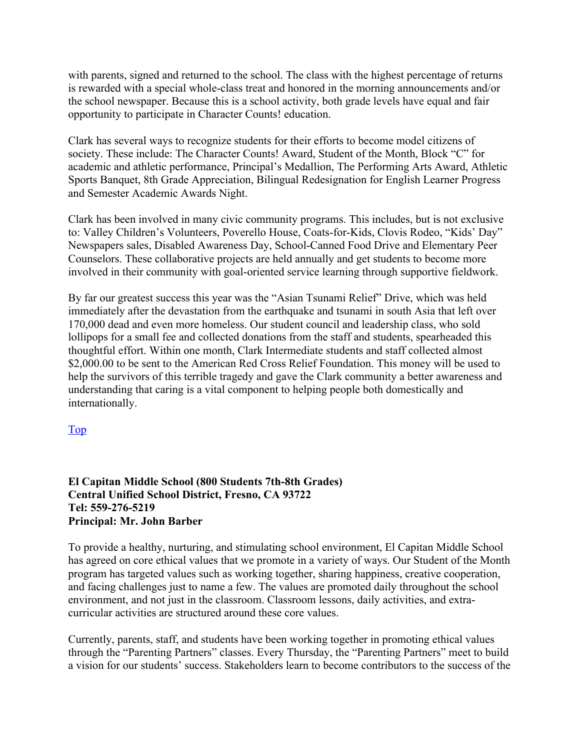with parents, signed and returned to the school. The class with the highest percentage of returns is rewarded with a special whole-class treat and honored in the morning announcements and/or the school newspaper. Because this is a school activity, both grade levels have equal and fair opportunity to participate in Character Counts! education.

Clark has several ways to recognize students for their efforts to become model citizens of society. These include: The Character Counts! Award, Student of the Month, Block "C" for academic and athletic performance, Principal's Medallion, The Performing Arts Award, Athletic Sports Banquet, 8th Grade Appreciation, Bilingual Redesignation for English Learner Progress and Semester Academic Awards Night.

Clark has been involved in many civic community programs. This includes, but is not exclusive to: Valley Children's Volunteers, Poverello House, Coats-for-Kids, Clovis Rodeo, "Kids' Day" Newspapers sales, Disabled Awareness Day, School-Canned Food Drive and Elementary Peer Counselors. These collaborative projects are held annually and get students to become more involved in their community with goal-oriented service learning through supportive fieldwork.

By far our greatest success this year was the "Asian Tsunami Relief" Drive, which was held immediately after the devastation from the earthquake and tsunami in south Asia that left over 170,000 dead and even more homeless. Our student council and leadership class, who sold lollipops for a small fee and collected donations from the staff and students, spearheaded this thoughtful effort. Within one month, Clark Intermediate students and staff collected almost $2,000.00 to be sent to the American Red Cross Relief Foundation. This money will be used to help the survivors of this terrible tragedy and gave the Clark community a better awareness and understanding that caring is a vital component to helping people both domestically and internationally.

Top

**El Capitan Middle School (800 Students 7th-8th Grades)**
**Central Unified School District, Fresno, CA 93722**
**Tel: 559-276-5219**
**Principal: Mr. John Barber**

To provide a healthy, nurturing, and stimulating school environment, El Capitan Middle School has agreed on core ethical values that we promote in a variety of ways. Our Student of the Month program has targeted values such as working together, sharing happiness, creative cooperation, and facing challenges just to name a few. The values are promoted daily throughout the school environment, and not just in the classroom. Classroom lessons, daily activities, and extra-curricular activities are structured around these core values.

Currently, parents, staff, and students have been working together in promoting ethical values through the "Parenting Partners" classes. Every Thursday, the "Parenting Partners" meet to build a vision for our students' success. Stakeholders learn to become contributors to the success of the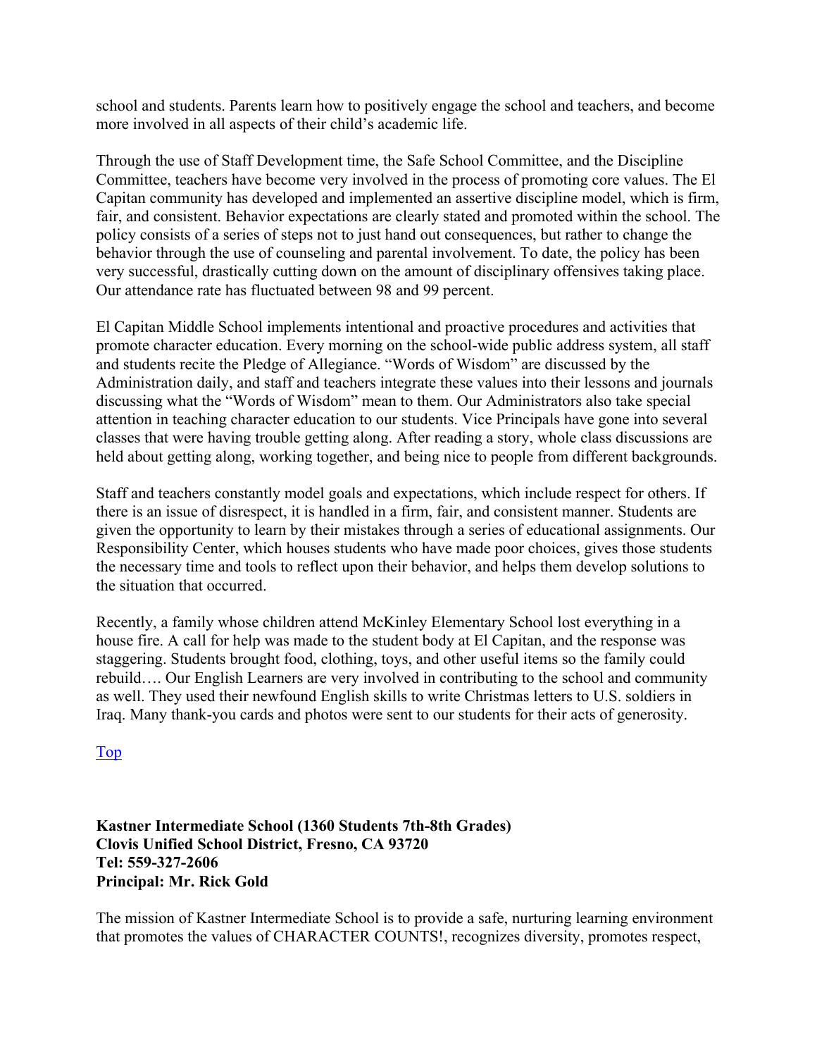school and students. Parents learn how to positively engage the school and teachers, and become more involved in all aspects of their child's academic life.

Through the use of Staff Development time, the Safe School Committee, and the Discipline Committee, teachers have become very involved in the process of promoting core values. The El Capitan community has developed and implemented an assertive discipline model, which is firm, fair, and consistent. Behavior expectations are clearly stated and promoted within the school. The policy consists of a series of steps not to just hand out consequences, but rather to change the behavior through the use of counseling and parental involvement. To date, the policy has been very successful, drastically cutting down on the amount of disciplinary offensives taking place. Our attendance rate has fluctuated between 98 and 99 percent.

El Capitan Middle School implements intentional and proactive procedures and activities that promote character education. Every morning on the school-wide public address system, all staff and students recite the Pledge of Allegiance. "Words of Wisdom" are discussed by the Administration daily, and staff and teachers integrate these values into their lessons and journals discussing what the "Words of Wisdom" mean to them. Our Administrators also take special attention in teaching character education to our students. Vice Principals have gone into several classes that were having trouble getting along. After reading a story, whole class discussions are held about getting along, working together, and being nice to people from different backgrounds.

Staff and teachers constantly model goals and expectations, which include respect for others. If there is an issue of disrespect, it is handled in a firm, fair, and consistent manner. Students are given the opportunity to learn by their mistakes through a series of educational assignments. Our Responsibility Center, which houses students who have made poor choices, gives those students the necessary time and tools to reflect upon their behavior, and helps them develop solutions to the situation that occurred.

Recently, a family whose children attend McKinley Elementary School lost everything in a house fire. A call for help was made to the student body at El Capitan, and the response was staggering. Students brought food, clothing, toys, and other useful items so the family could rebuild…. Our English Learners are very involved in contributing to the school and community as well. They used their newfound English skills to write Christmas letters to U.S. soldiers in Iraq. Many thank-you cards and photos were sent to our students for their acts of generosity.

Top

**Kastner Intermediate School (1360 Students 7th-8th Grades)**
**Clovis Unified School District, Fresno, CA 93720**
**Tel: 559-327-2606**
**Principal: Mr. Rick Gold**

The mission of Kastner Intermediate School is to provide a safe, nurturing learning environment that promotes the values of CHARACTER COUNTS!, recognizes diversity, promotes respect,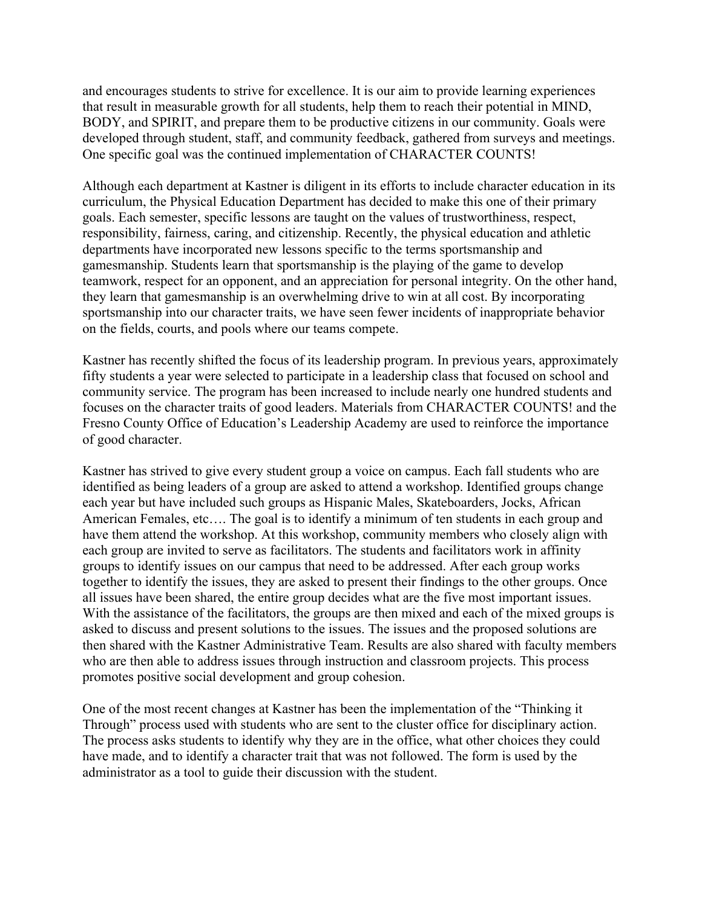and encourages students to strive for excellence. It is our aim to provide learning experiences that result in measurable growth for all students, help them to reach their potential in MIND, BODY, and SPIRIT, and prepare them to be productive citizens in our community. Goals were developed through student, staff, and community feedback, gathered from surveys and meetings. One specific goal was the continued implementation of CHARACTER COUNTS!

Although each department at Kastner is diligent in its efforts to include character education in its curriculum, the Physical Education Department has decided to make this one of their primary goals. Each semester, specific lessons are taught on the values of trustworthiness, respect, responsibility, fairness, caring, and citizenship. Recently, the physical education and athletic departments have incorporated new lessons specific to the terms sportsmanship and gamesmanship. Students learn that sportsmanship is the playing of the game to develop teamwork, respect for an opponent, and an appreciation for personal integrity. On the other hand, they learn that gamesmanship is an overwhelming drive to win at all cost. By incorporating sportsmanship into our character traits, we have seen fewer incidents of inappropriate behavior on the fields, courts, and pools where our teams compete.

Kastner has recently shifted the focus of its leadership program. In previous years, approximately fifty students a year were selected to participate in a leadership class that focused on school and community service. The program has been increased to include nearly one hundred students and focuses on the character traits of good leaders. Materials from CHARACTER COUNTS! and the Fresno County Office of Education's Leadership Academy are used to reinforce the importance of good character.

Kastner has strived to give every student group a voice on campus. Each fall students who are identified as being leaders of a group are asked to attend a workshop. Identified groups change each year but have included such groups as Hispanic Males, Skateboarders, Jocks, African American Females, etc…. The goal is to identify a minimum of ten students in each group and have them attend the workshop. At this workshop, community members who closely align with each group are invited to serve as facilitators. The students and facilitators work in affinity groups to identify issues on our campus that need to be addressed. After each group works together to identify the issues, they are asked to present their findings to the other groups. Once all issues have been shared, the entire group decides what are the five most important issues. With the assistance of the facilitators, the groups are then mixed and each of the mixed groups is asked to discuss and present solutions to the issues. The issues and the proposed solutions are then shared with the Kastner Administrative Team. Results are also shared with faculty members who are then able to address issues through instruction and classroom projects. This process promotes positive social development and group cohesion.

One of the most recent changes at Kastner has been the implementation of the "Thinking it Through" process used with students who are sent to the cluster office for disciplinary action. The process asks students to identify why they are in the office, what other choices they could have made, and to identify a character trait that was not followed. The form is used by the administrator as a tool to guide their discussion with the student.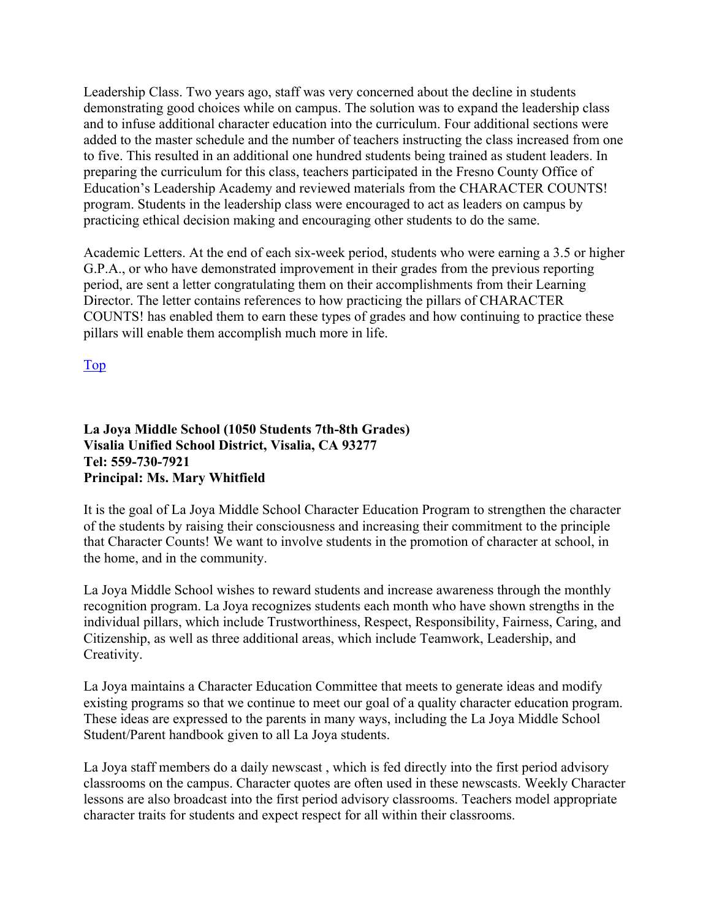Leadership Class. Two years ago, staff was very concerned about the decline in students demonstrating good choices while on campus. The solution was to expand the leadership class and to infuse additional character education into the curriculum. Four additional sections were added to the master schedule and the number of teachers instructing the class increased from one to five. This resulted in an additional one hundred students being trained as student leaders. In preparing the curriculum for this class, teachers participated in the Fresno County Office of Education's Leadership Academy and reviewed materials from the CHARACTER COUNTS! program. Students in the leadership class were encouraged to act as leaders on campus by practicing ethical decision making and encouraging other students to do the same.

Academic Letters. At the end of each six-week period, students who were earning a 3.5 or higher G.P.A., or who have demonstrated improvement in their grades from the previous reporting period, are sent a letter congratulating them on their accomplishments from their Learning Director. The letter contains references to how practicing the pillars of CHARACTER COUNTS! has enabled them to earn these types of grades and how continuing to practice these pillars will enable them accomplish much more in life.

Top

**La Joya Middle School (1050 Students 7th-8th Grades)**
**Visalia Unified School District, Visalia, CA 93277**
**Tel: 559-730-7921**
**Principal: Ms. Mary Whitfield**

It is the goal of La Joya Middle School Character Education Program to strengthen the character of the students by raising their consciousness and increasing their commitment to the principle that Character Counts! We want to involve students in the promotion of character at school, in the home, and in the community.

La Joya Middle School wishes to reward students and increase awareness through the monthly recognition program. La Joya recognizes students each month who have shown strengths in the individual pillars, which include Trustworthiness, Respect, Responsibility, Fairness, Caring, and Citizenship, as well as three additional areas, which include Teamwork, Leadership, and Creativity.

La Joya maintains a Character Education Committee that meets to generate ideas and modify existing programs so that we continue to meet our goal of a quality character education program. These ideas are expressed to the parents in many ways, including the La Joya Middle School Student/Parent handbook given to all La Joya students.

La Joya staff members do a daily newscast , which is fed directly into the first period advisory classrooms on the campus. Character quotes are often used in these newscasts. Weekly Character lessons are also broadcast into the first period advisory classrooms. Teachers model appropriate character traits for students and expect respect for all within their classrooms.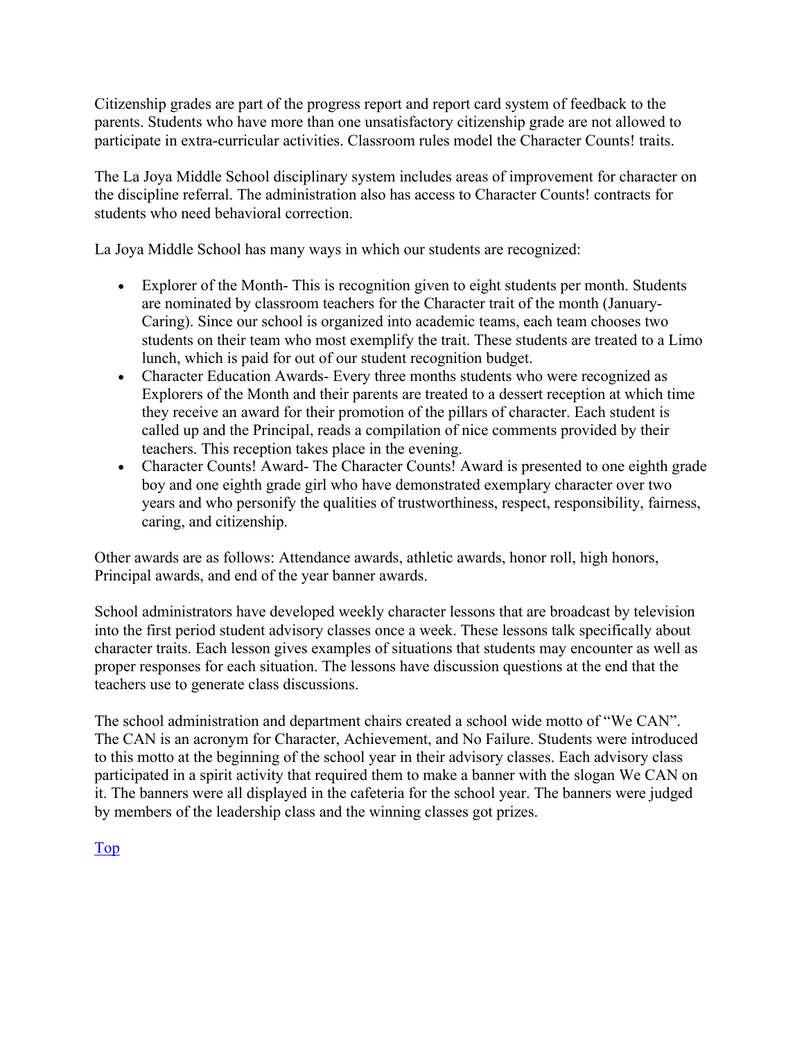Citizenship grades are part of the progress report and report card system of feedback to the parents. Students who have more than one unsatisfactory citizenship grade are not allowed to participate in extra-curricular activities. Classroom rules model the Character Counts! traits.

The La Joya Middle School disciplinary system includes areas of improvement for character on the discipline referral. The administration also has access to Character Counts! contracts for students who need behavioral correction.

La Joya Middle School has many ways in which our students are recognized:

- Explorer of the Month- This is recognition given to eight students per month. Students are nominated by classroom teachers for the Character trait of the month (January-Caring). Since our school is organized into academic teams, each team chooses two students on their team who most exemplify the trait. These students are treated to a Limo lunch, which is paid for out of our student recognition budget.
- Character Education Awards- Every three months students who were recognized as Explorers of the Month and their parents are treated to a dessert reception at which time they receive an award for their promotion of the pillars of character. Each student is called up and the Principal, reads a compilation of nice comments provided by their teachers. This reception takes place in the evening.
- Character Counts! Award- The Character Counts! Award is presented to one eighth grade boy and one eighth grade girl who have demonstrated exemplary character over two years and who personify the qualities of trustworthiness, respect, responsibility, fairness, caring, and citizenship.

Other awards are as follows: Attendance awards, athletic awards, honor roll, high honors, Principal awards, and end of the year banner awards.

School administrators have developed weekly character lessons that are broadcast by television into the first period student advisory classes once a week. These lessons talk specifically about character traits. Each lesson gives examples of situations that students may encounter as well as proper responses for each situation. The lessons have discussion questions at the end that the teachers use to generate class discussions.

The school administration and department chairs created a school wide motto of "We CAN". The CAN is an acronym for Character, Achievement, and No Failure. Students were introduced to this motto at the beginning of the school year in their advisory classes. Each advisory class participated in a spirit activity that required them to make a banner with the slogan We CAN on it. The banners were all displayed in the cafeteria for the school year. The banners were judged by members of the leadership class and the winning classes got prizes.

Top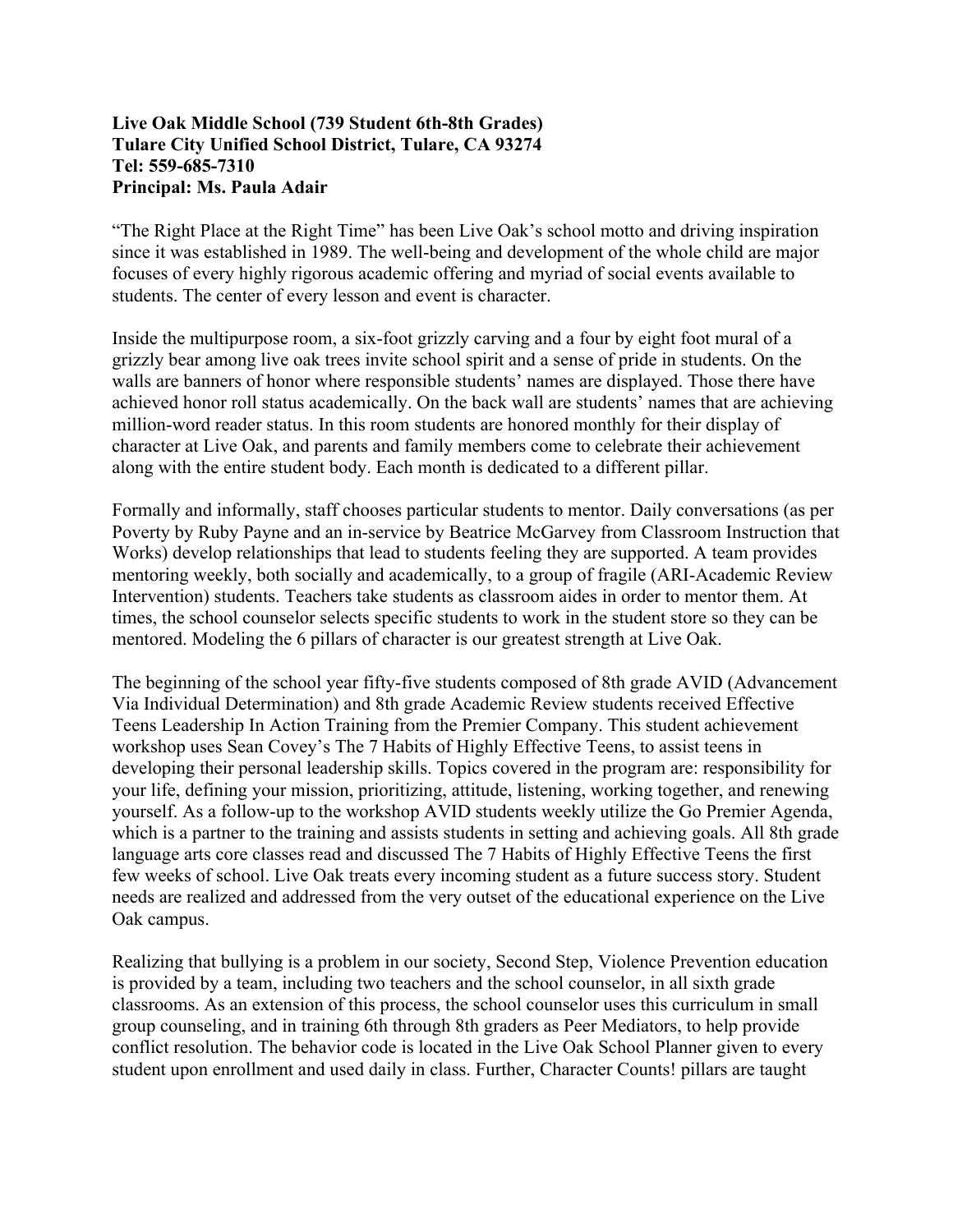**Live Oak Middle School (739 Student 6th-8th Grades)**
**Tulare City Unified School District, Tulare, CA 93274**
**Tel: 559-685-7310**
**Principal: Ms. Paula Adair**

"The Right Place at the Right Time" has been Live Oak's school motto and driving inspiration since it was established in 1989. The well-being and development of the whole child are major focuses of every highly rigorous academic offering and myriad of social events available to students. The center of every lesson and event is character.

Inside the multipurpose room, a six-foot grizzly carving and a four by eight foot mural of a grizzly bear among live oak trees invite school spirit and a sense of pride in students. On the walls are banners of honor where responsible students' names are displayed. Those there have achieved honor roll status academically. On the back wall are students' names that are achieving million-word reader status. In this room students are honored monthly for their display of character at Live Oak, and parents and family members come to celebrate their achievement along with the entire student body. Each month is dedicated to a different pillar.

Formally and informally, staff chooses particular students to mentor. Daily conversations (as per Poverty by Ruby Payne and an in-service by Beatrice McGarvey from Classroom Instruction that Works) develop relationships that lead to students feeling they are supported. A team provides mentoring weekly, both socially and academically, to a group of fragile (ARI-Academic Review Intervention) students. Teachers take students as classroom aides in order to mentor them. At times, the school counselor selects specific students to work in the student store so they can be mentored. Modeling the 6 pillars of character is our greatest strength at Live Oak.

The beginning of the school year fifty-five students composed of 8th grade AVID (Advancement Via Individual Determination) and 8th grade Academic Review students received Effective Teens Leadership In Action Training from the Premier Company. This student achievement workshop uses Sean Covey's The 7 Habits of Highly Effective Teens, to assist teens in developing their personal leadership skills. Topics covered in the program are: responsibility for your life, defining your mission, prioritizing, attitude, listening, working together, and renewing yourself. As a follow-up to the workshop AVID students weekly utilize the Go Premier Agenda, which is a partner to the training and assists students in setting and achieving goals. All 8th grade language arts core classes read and discussed The 7 Habits of Highly Effective Teens the first few weeks of school. Live Oak treats every incoming student as a future success story. Student needs are realized and addressed from the very outset of the educational experience on the Live Oak campus.

Realizing that bullying is a problem in our society, Second Step, Violence Prevention education is provided by a team, including two teachers and the school counselor, in all sixth grade classrooms. As an extension of this process, the school counselor uses this curriculum in small group counseling, and in training 6th through 8th graders as Peer Mediators, to help provide conflict resolution. The behavior code is located in the Live Oak School Planner given to every student upon enrollment and used daily in class. Further, Character Counts! pillars are taught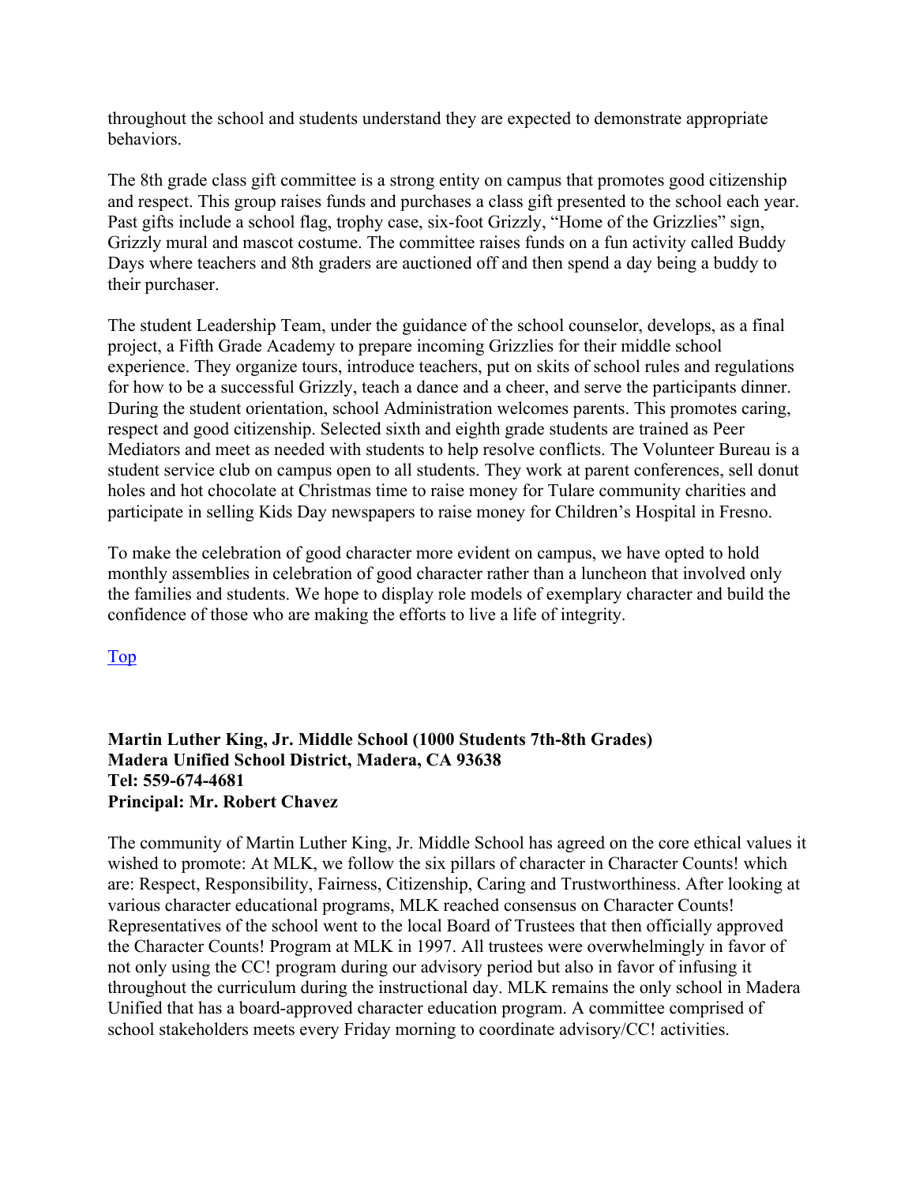throughout the school and students understand they are expected to demonstrate appropriate behaviors.

The 8th grade class gift committee is a strong entity on campus that promotes good citizenship and respect. This group raises funds and purchases a class gift presented to the school each year. Past gifts include a school flag, trophy case, six-foot Grizzly, "Home of the Grizzlies" sign, Grizzly mural and mascot costume. The committee raises funds on a fun activity called Buddy Days where teachers and 8th graders are auctioned off and then spend a day being a buddy to their purchaser.

The student Leadership Team, under the guidance of the school counselor, develops, as a final project, a Fifth Grade Academy to prepare incoming Grizzlies for their middle school experience. They organize tours, introduce teachers, put on skits of school rules and regulations for how to be a successful Grizzly, teach a dance and a cheer, and serve the participants dinner. During the student orientation, school Administration welcomes parents. This promotes caring, respect and good citizenship. Selected sixth and eighth grade students are trained as Peer Mediators and meet as needed with students to help resolve conflicts. The Volunteer Bureau is a student service club on campus open to all students. They work at parent conferences, sell donut holes and hot chocolate at Christmas time to raise money for Tulare community charities and participate in selling Kids Day newspapers to raise money for Children's Hospital in Fresno.

To make the celebration of good character more evident on campus, we have opted to hold monthly assemblies in celebration of good character rather than a luncheon that involved only the families and students. We hope to display role models of exemplary character and build the confidence of those who are making the efforts to live a life of integrity.

Top

**Martin Luther King, Jr. Middle School (1000 Students 7th-8th Grades)**
**Madera Unified School District, Madera, CA 93638**
**Tel: 559-674-4681**
**Principal: Mr. Robert Chavez**

The community of Martin Luther King, Jr. Middle School has agreed on the core ethical values it wished to promote: At MLK, we follow the six pillars of character in Character Counts! which are: Respect, Responsibility, Fairness, Citizenship, Caring and Trustworthiness. After looking at various character educational programs, MLK reached consensus on Character Counts! Representatives of the school went to the local Board of Trustees that then officially approved the Character Counts! Program at MLK in 1997. All trustees were overwhelmingly in favor of not only using the CC! program during our advisory period but also in favor of infusing it throughout the curriculum during the instructional day. MLK remains the only school in Madera Unified that has a board-approved character education program. A committee comprised of school stakeholders meets every Friday morning to coordinate advisory/CC! activities.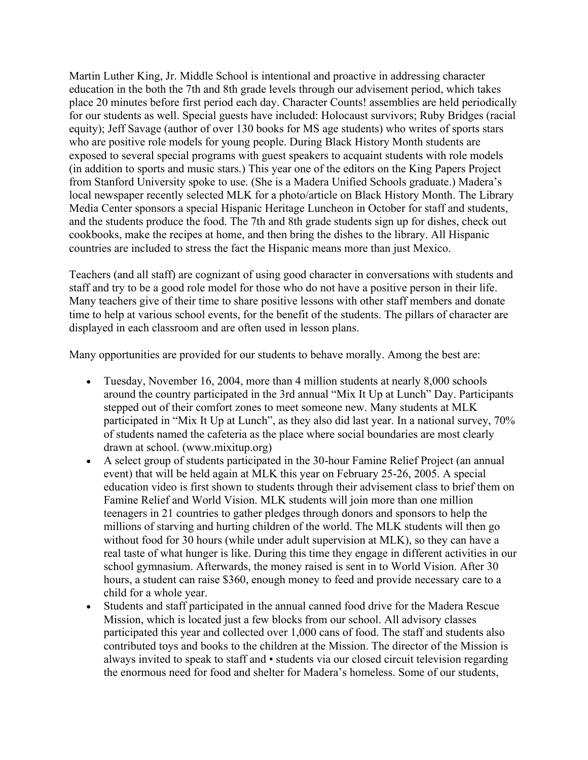Martin Luther King, Jr. Middle School is intentional and proactive in addressing character education in the both the 7th and 8th grade levels through our advisement period, which takes place 20 minutes before first period each day. Character Counts! assemblies are held periodically for our students as well. Special guests have included: Holocaust survivors; Ruby Bridges (racial equity); Jeff Savage (author of over 130 books for MS age students) who writes of sports stars who are positive role models for young people. During Black History Month students are exposed to several special programs with guest speakers to acquaint students with role models (in addition to sports and music stars.) This year one of the editors on the King Papers Project from Stanford University spoke to use. (She is a Madera Unified Schools graduate.) Madera's local newspaper recently selected MLK for a photo/article on Black History Month. The Library Media Center sponsors a special Hispanic Heritage Luncheon in October for staff and students, and the students produce the food. The 7th and 8th grade students sign up for dishes, check out cookbooks, make the recipes at home, and then bring the dishes to the library. All Hispanic countries are included to stress the fact the Hispanic means more than just Mexico.

Teachers (and all staff) are cognizant of using good character in conversations with students and staff and try to be a good role model for those who do not have a positive person in their life. Many teachers give of their time to share positive lessons with other staff members and donate time to help at various school events, for the benefit of the students. The pillars of character are displayed in each classroom and are often used in lesson plans.

Many opportunities are provided for our students to behave morally. Among the best are:

- Tuesday, November 16, 2004, more than 4 million students at nearly 8,000 schools around the country participated in the 3rd annual "Mix It Up at Lunch" Day. Participants stepped out of their comfort zones to meet someone new. Many students at MLK participated in "Mix It Up at Lunch", as they also did last year. In a national survey, 70% of students named the cafeteria as the place where social boundaries are most clearly drawn at school. (www.mixitup.org)
- A select group of students participated in the 30-hour Famine Relief Project (an annual event) that will be held again at MLK this year on February 25-26, 2005. A special education video is first shown to students through their advisement class to brief them on Famine Relief and World Vision. MLK students will join more than one million teenagers in 21 countries to gather pledges through donors and sponsors to help the millions of starving and hurting children of the world. The MLK students will then go without food for 30 hours (while under adult supervision at MLK), so they can have a real taste of what hunger is like. During this time they engage in different activities in our school gymnasium. Afterwards, the money raised is sent in to World Vision. After 30 hours, a student can raise $360, enough money to feed and provide necessary care to a child for a whole year.
- Students and staff participated in the annual canned food drive for the Madera Rescue Mission, which is located just a few blocks from our school. All advisory classes participated this year and collected over 1,000 cans of food. The staff and students also contributed toys and books to the children at the Mission. The director of the Mission is always invited to speak to staff and • students via our closed circuit television regarding the enormous need for food and shelter for Madera's homeless. Some of our students,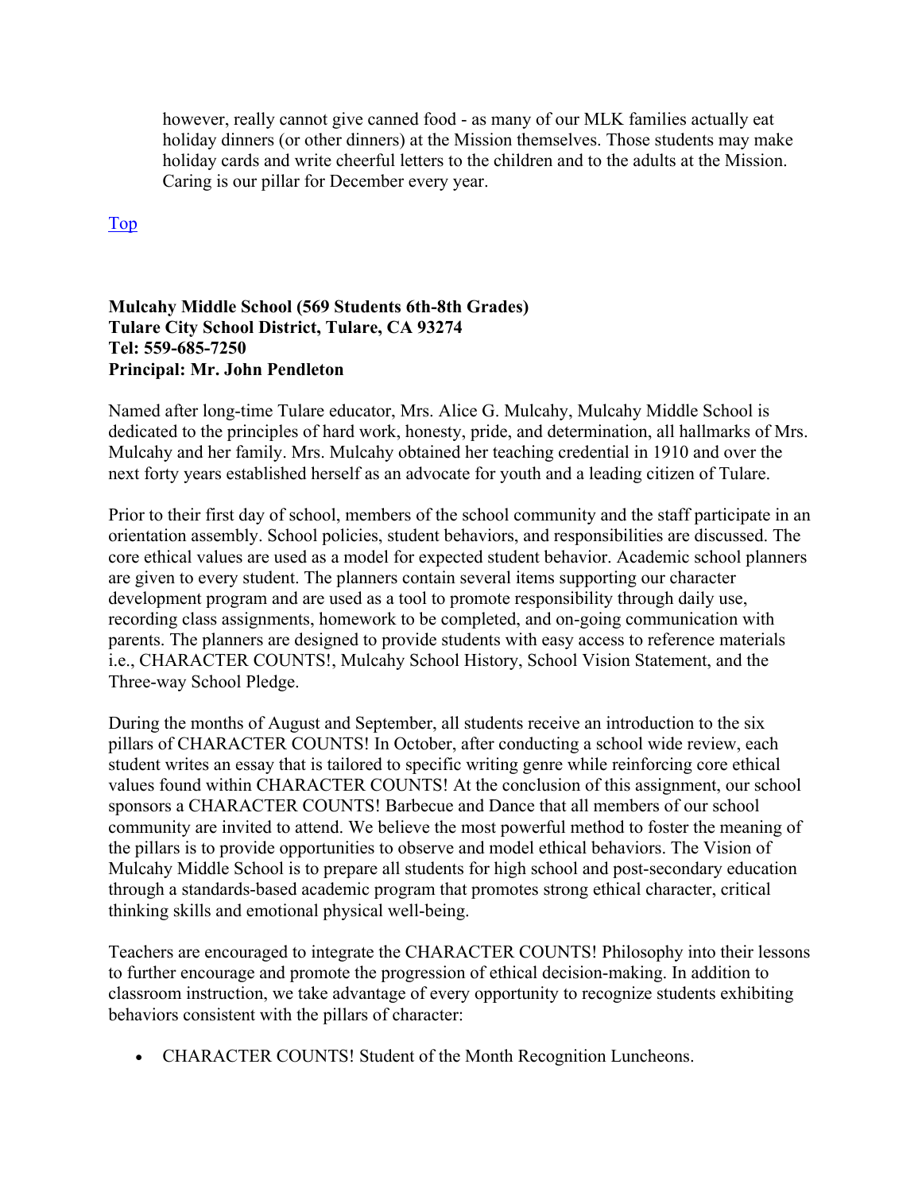however, really cannot give canned food - as many of our MLK families actually eat holiday dinners (or other dinners) at the Mission themselves. Those students may make holiday cards and write cheerful letters to the children and to the adults at the Mission. Caring is our pillar for December every year.

Top

**Mulcahy Middle School (569 Students 6th-8th Grades)**
**Tulare City School District, Tulare, CA 93274**
**Tel: 559-685-7250**
**Principal: Mr. John Pendleton**

Named after long-time Tulare educator, Mrs. Alice G. Mulcahy, Mulcahy Middle School is dedicated to the principles of hard work, honesty, pride, and determination, all hallmarks of Mrs. Mulcahy and her family. Mrs. Mulcahy obtained her teaching credential in 1910 and over the next forty years established herself as an advocate for youth and a leading citizen of Tulare.

Prior to their first day of school, members of the school community and the staff participate in an orientation assembly. School policies, student behaviors, and responsibilities are discussed. The core ethical values are used as a model for expected student behavior. Academic school planners are given to every student. The planners contain several items supporting our character development program and are used as a tool to promote responsibility through daily use, recording class assignments, homework to be completed, and on-going communication with parents. The planners are designed to provide students with easy access to reference materials i.e., CHARACTER COUNTS!, Mulcahy School History, School Vision Statement, and the Three-way School Pledge.

During the months of August and September, all students receive an introduction to the six pillars of CHARACTER COUNTS! In October, after conducting a school wide review, each student writes an essay that is tailored to specific writing genre while reinforcing core ethical values found within CHARACTER COUNTS! At the conclusion of this assignment, our school sponsors a CHARACTER COUNTS! Barbecue and Dance that all members of our school community are invited to attend. We believe the most powerful method to foster the meaning of the pillars is to provide opportunities to observe and model ethical behaviors. The Vision of Mulcahy Middle School is to prepare all students for high school and post-secondary education through a standards-based academic program that promotes strong ethical character, critical thinking skills and emotional physical well-being.

Teachers are encouraged to integrate the CHARACTER COUNTS! Philosophy into their lessons to further encourage and promote the progression of ethical decision-making. In addition to classroom instruction, we take advantage of every opportunity to recognize students exhibiting behaviors consistent with the pillars of character:

- CHARACTER COUNTS! Student of the Month Recognition Luncheons.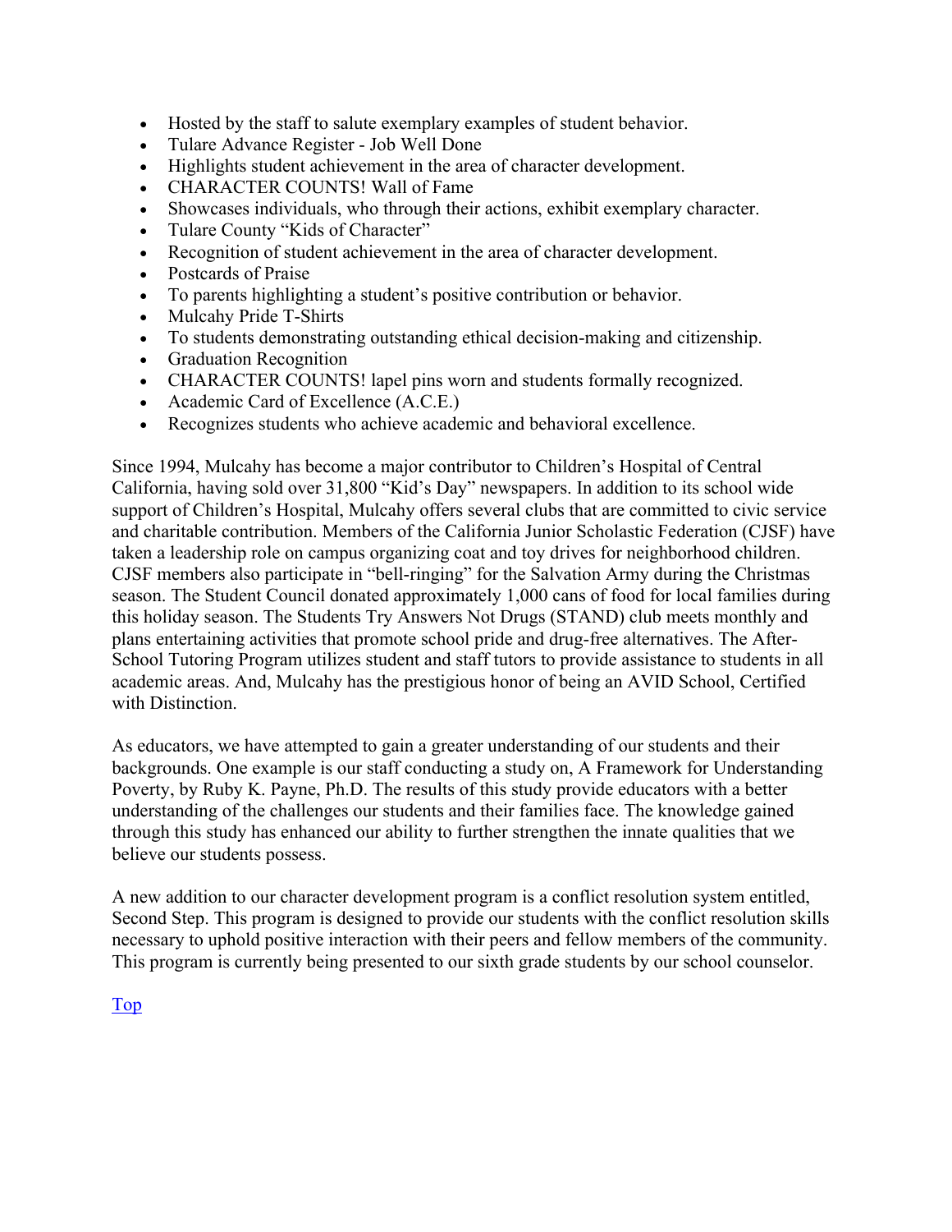- Hosted by the staff to salute exemplary examples of student behavior.
- Tulare Advance Register - Job Well Done
- Highlights student achievement in the area of character development.
- CHARACTER COUNTS! Wall of Fame
- Showcases individuals, who through their actions, exhibit exemplary character.
- Tulare County "Kids of Character"
- Recognition of student achievement in the area of character development.
- Postcards of Praise
- To parents highlighting a student's positive contribution or behavior.
- Mulcahy Pride T-Shirts
- To students demonstrating outstanding ethical decision-making and citizenship.
- Graduation Recognition
- CHARACTER COUNTS! lapel pins worn and students formally recognized.
- Academic Card of Excellence (A.C.E.)
- Recognizes students who achieve academic and behavioral excellence.

Since 1994, Mulcahy has become a major contributor to Children's Hospital of Central California, having sold over 31,800 "Kid's Day" newspapers. In addition to its school wide support of Children's Hospital, Mulcahy offers several clubs that are committed to civic service and charitable contribution. Members of the California Junior Scholastic Federation (CJSF) have taken a leadership role on campus organizing coat and toy drives for neighborhood children. CJSF members also participate in "bell-ringing" for the Salvation Army during the Christmas season. The Student Council donated approximately 1,000 cans of food for local families during this holiday season. The Students Try Answers Not Drugs (STAND) club meets monthly and plans entertaining activities that promote school pride and drug-free alternatives. The After-School Tutoring Program utilizes student and staff tutors to provide assistance to students in all academic areas. And, Mulcahy has the prestigious honor of being an AVID School, Certified with Distinction.

As educators, we have attempted to gain a greater understanding of our students and their backgrounds. One example is our staff conducting a study on, A Framework for Understanding Poverty, by Ruby K. Payne, Ph.D. The results of this study provide educators with a better understanding of the challenges our students and their families face. The knowledge gained through this study has enhanced our ability to further strengthen the innate qualities that we believe our students possess.

A new addition to our character development program is a conflict resolution system entitled, Second Step. This program is designed to provide our students with the conflict resolution skills necessary to uphold positive interaction with their peers and fellow members of the community. This program is currently being presented to our sixth grade students by our school counselor.

Top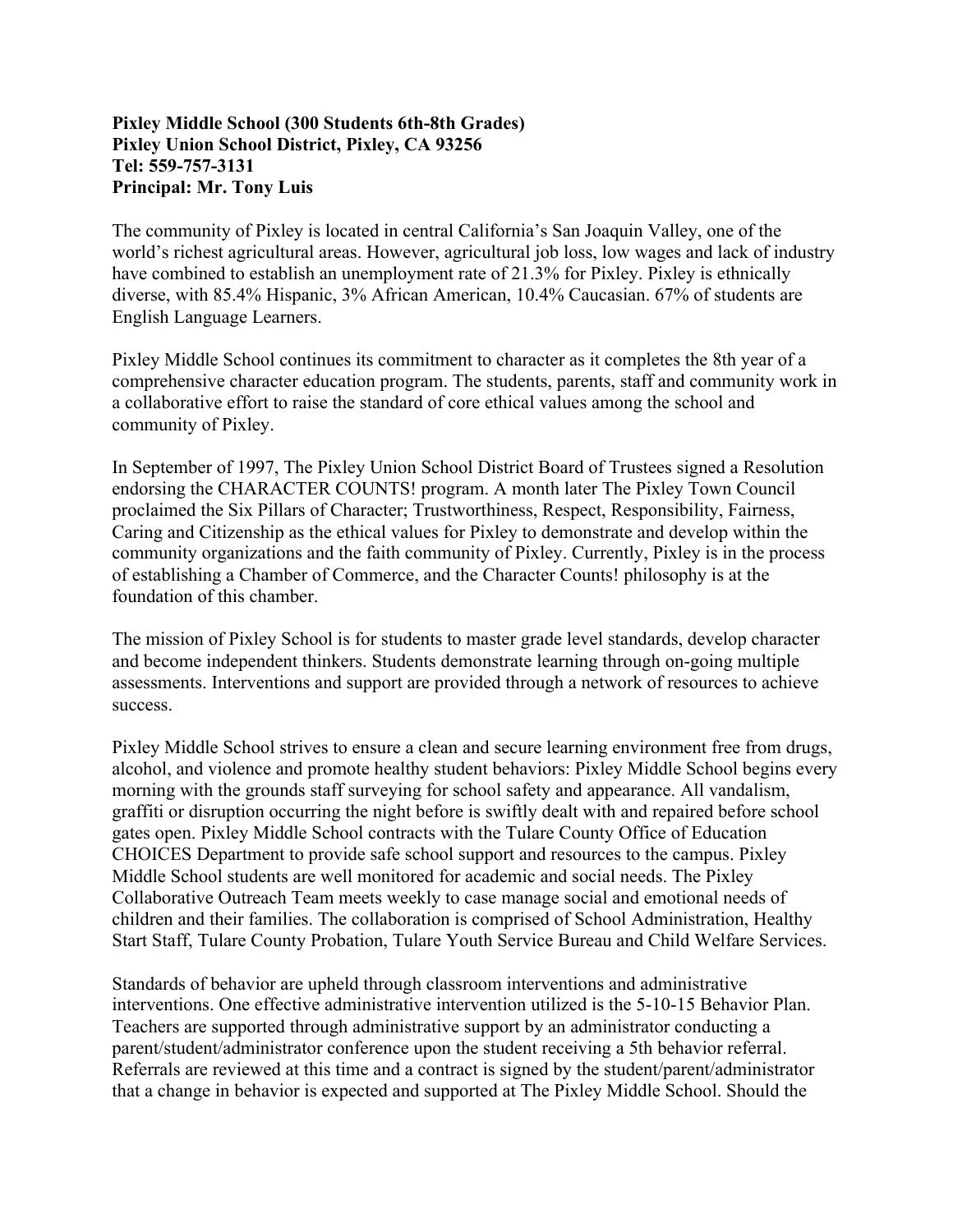**Pixley Middle School (300 Students 6th-8th Grades)**
**Pixley Union School District, Pixley, CA 93256**
**Tel: 559-757-3131**
**Principal: Mr. Tony Luis**

The community of Pixley is located in central California's San Joaquin Valley, one of the world's richest agricultural areas. However, agricultural job loss, low wages and lack of industry have combined to establish an unemployment rate of 21.3% for Pixley. Pixley is ethnically diverse, with 85.4% Hispanic, 3% African American, 10.4% Caucasian. 67% of students are English Language Learners.

Pixley Middle School continues its commitment to character as it completes the 8th year of a comprehensive character education program. The students, parents, staff and community work in a collaborative effort to raise the standard of core ethical values among the school and community of Pixley.

In September of 1997, The Pixley Union School District Board of Trustees signed a Resolution endorsing the CHARACTER COUNTS! program. A month later The Pixley Town Council proclaimed the Six Pillars of Character; Trustworthiness, Respect, Responsibility, Fairness, Caring and Citizenship as the ethical values for Pixley to demonstrate and develop within the community organizations and the faith community of Pixley. Currently, Pixley is in the process of establishing a Chamber of Commerce, and the Character Counts! philosophy is at the foundation of this chamber.

The mission of Pixley School is for students to master grade level standards, develop character and become independent thinkers. Students demonstrate learning through on-going multiple assessments. Interventions and support are provided through a network of resources to achieve success.

Pixley Middle School strives to ensure a clean and secure learning environment free from drugs, alcohol, and violence and promote healthy student behaviors: Pixley Middle School begins every morning with the grounds staff surveying for school safety and appearance. All vandalism, graffiti or disruption occurring the night before is swiftly dealt with and repaired before school gates open. Pixley Middle School contracts with the Tulare County Office of Education CHOICES Department to provide safe school support and resources to the campus. Pixley Middle School students are well monitored for academic and social needs. The Pixley Collaborative Outreach Team meets weekly to case manage social and emotional needs of children and their families. The collaboration is comprised of School Administration, Healthy Start Staff, Tulare County Probation, Tulare Youth Service Bureau and Child Welfare Services.

Standards of behavior are upheld through classroom interventions and administrative interventions. One effective administrative intervention utilized is the 5-10-15 Behavior Plan. Teachers are supported through administrative support by an administrator conducting a parent/student/administrator conference upon the student receiving a 5th behavior referral. Referrals are reviewed at this time and a contract is signed by the student/parent/administrator that a change in behavior is expected and supported at The Pixley Middle School. Should the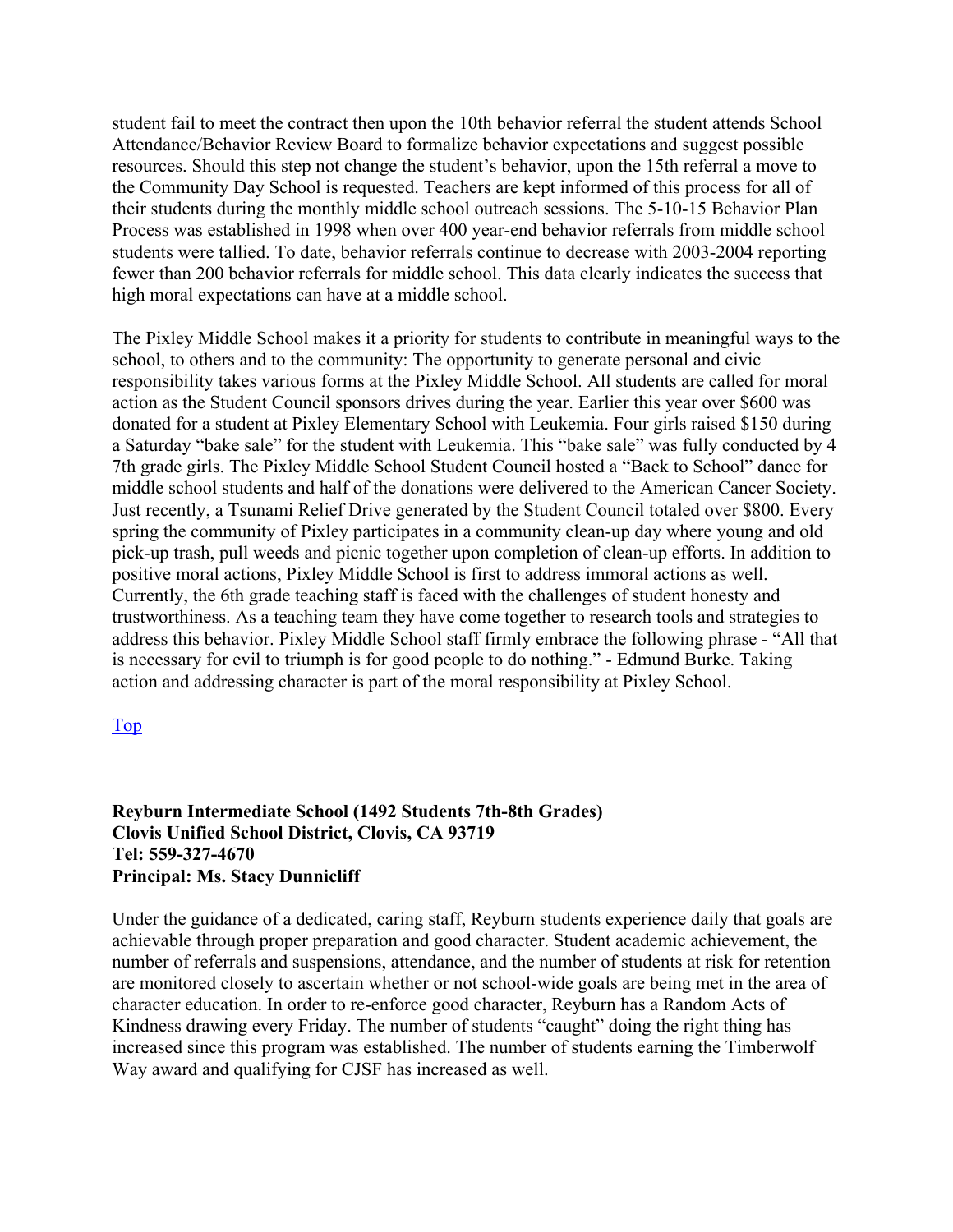student fail to meet the contract then upon the 10th behavior referral the student attends School Attendance/Behavior Review Board to formalize behavior expectations and suggest possible resources. Should this step not change the student's behavior, upon the 15th referral a move to the Community Day School is requested. Teachers are kept informed of this process for all of their students during the monthly middle school outreach sessions. The 5-10-15 Behavior Plan Process was established in 1998 when over 400 year-end behavior referrals from middle school students were tallied. To date, behavior referrals continue to decrease with 2003-2004 reporting fewer than 200 behavior referrals for middle school. This data clearly indicates the success that high moral expectations can have at a middle school.

The Pixley Middle School makes it a priority for students to contribute in meaningful ways to the school, to others and to the community: The opportunity to generate personal and civic responsibility takes various forms at the Pixley Middle School. All students are called for moral action as the Student Council sponsors drives during the year. Earlier this year over $600 was donated for a student at Pixley Elementary School with Leukemia. Four girls raised $150 during a Saturday "bake sale" for the student with Leukemia. This "bake sale" was fully conducted by 4 7th grade girls. The Pixley Middle School Student Council hosted a "Back to School" dance for middle school students and half of the donations were delivered to the American Cancer Society. Just recently, a Tsunami Relief Drive generated by the Student Council totaled over $800. Every spring the community of Pixley participates in a community clean-up day where young and old pick-up trash, pull weeds and picnic together upon completion of clean-up efforts. In addition to positive moral actions, Pixley Middle School is first to address immoral actions as well. Currently, the 6th grade teaching staff is faced with the challenges of student honesty and trustworthiness. As a teaching team they have come together to research tools and strategies to address this behavior. Pixley Middle School staff firmly embrace the following phrase - "All that is necessary for evil to triumph is for good people to do nothing." - Edmund Burke. Taking action and addressing character is part of the moral responsibility at Pixley School.

Top

**Reyburn Intermediate School (1492 Students 7th-8th Grades)**
**Clovis Unified School District, Clovis, CA 93719**
**Tel: 559-327-4670**
**Principal: Ms. Stacy Dunnicliff**

Under the guidance of a dedicated, caring staff, Reyburn students experience daily that goals are achievable through proper preparation and good character. Student academic achievement, the number of referrals and suspensions, attendance, and the number of students at risk for retention are monitored closely to ascertain whether or not school-wide goals are being met in the area of character education. In order to re-enforce good character, Reyburn has a Random Acts of Kindness drawing every Friday. The number of students "caught" doing the right thing has increased since this program was established. The number of students earning the Timberwolf Way award and qualifying for CJSF has increased as well.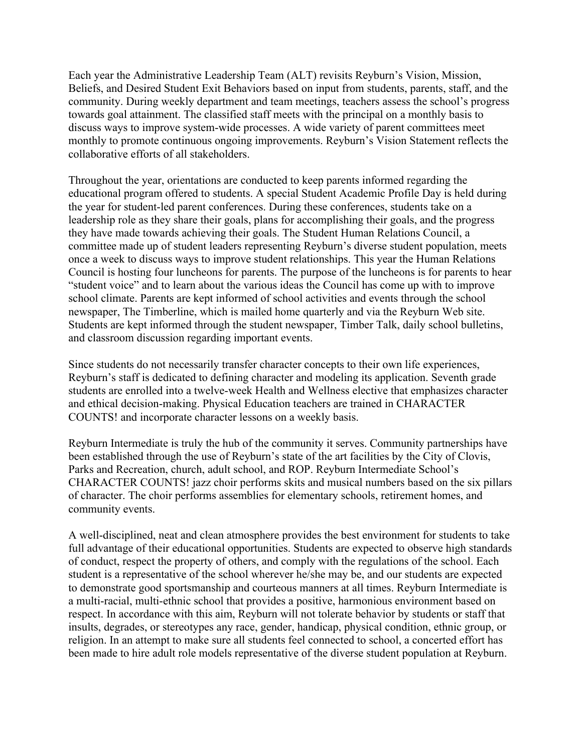Each year the Administrative Leadership Team (ALT) revisits Reyburn's Vision, Mission, Beliefs, and Desired Student Exit Behaviors based on input from students, parents, staff, and the community. During weekly department and team meetings, teachers assess the school's progress towards goal attainment. The classified staff meets with the principal on a monthly basis to discuss ways to improve system-wide processes. A wide variety of parent committees meet monthly to promote continuous ongoing improvements. Reyburn's Vision Statement reflects the collaborative efforts of all stakeholders.

Throughout the year, orientations are conducted to keep parents informed regarding the educational program offered to students. A special Student Academic Profile Day is held during the year for student-led parent conferences. During these conferences, students take on a leadership role as they share their goals, plans for accomplishing their goals, and the progress they have made towards achieving their goals. The Student Human Relations Council, a committee made up of student leaders representing Reyburn's diverse student population, meets once a week to discuss ways to improve student relationships. This year the Human Relations Council is hosting four luncheons for parents. The purpose of the luncheons is for parents to hear "student voice" and to learn about the various ideas the Council has come up with to improve school climate. Parents are kept informed of school activities and events through the school newspaper, The Timberline, which is mailed home quarterly and via the Reyburn Web site. Students are kept informed through the student newspaper, Timber Talk, daily school bulletins, and classroom discussion regarding important events.

Since students do not necessarily transfer character concepts to their own life experiences, Reyburn's staff is dedicated to defining character and modeling its application. Seventh grade students are enrolled into a twelve-week Health and Wellness elective that emphasizes character and ethical decision-making. Physical Education teachers are trained in CHARACTER COUNTS! and incorporate character lessons on a weekly basis.

Reyburn Intermediate is truly the hub of the community it serves. Community partnerships have been established through the use of Reyburn's state of the art facilities by the City of Clovis, Parks and Recreation, church, adult school, and ROP. Reyburn Intermediate School's CHARACTER COUNTS! jazz choir performs skits and musical numbers based on the six pillars of character. The choir performs assemblies for elementary schools, retirement homes, and community events.

A well-disciplined, neat and clean atmosphere provides the best environment for students to take full advantage of their educational opportunities. Students are expected to observe high standards of conduct, respect the property of others, and comply with the regulations of the school. Each student is a representative of the school wherever he/she may be, and our students are expected to demonstrate good sportsmanship and courteous manners at all times. Reyburn Intermediate is a multi-racial, multi-ethnic school that provides a positive, harmonious environment based on respect. In accordance with this aim, Reyburn will not tolerate behavior by students or staff that insults, degrades, or stereotypes any race, gender, handicap, physical condition, ethnic group, or religion. In an attempt to make sure all students feel connected to school, a concerted effort has been made to hire adult role models representative of the diverse student population at Reyburn.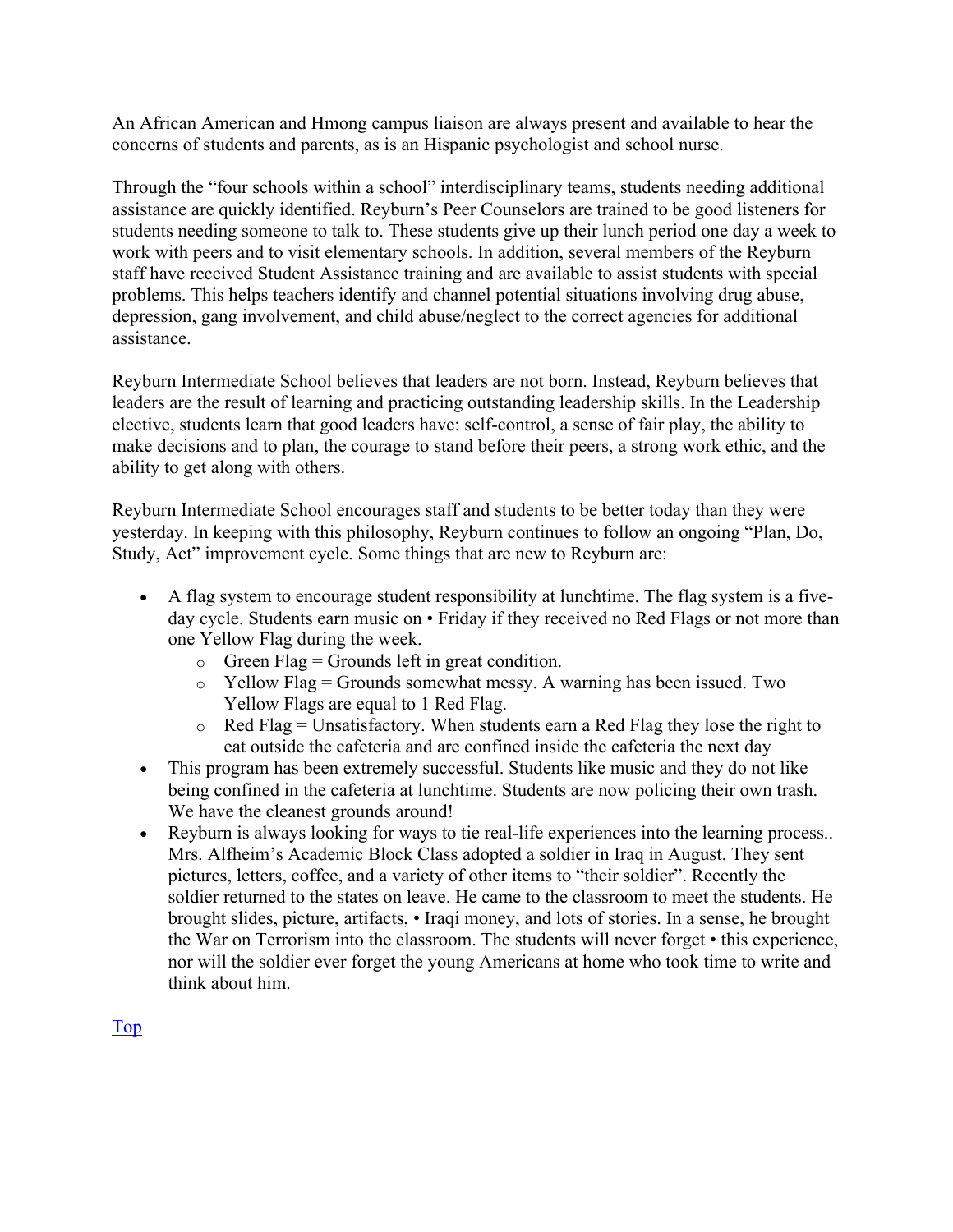An African American and Hmong campus liaison are always present and available to hear the concerns of students and parents, as is an Hispanic psychologist and school nurse.

Through the "four schools within a school" interdisciplinary teams, students needing additional assistance are quickly identified. Reyburn's Peer Counselors are trained to be good listeners for students needing someone to talk to. These students give up their lunch period one day a week to work with peers and to visit elementary schools. In addition, several members of the Reyburn staff have received Student Assistance training and are available to assist students with special problems. This helps teachers identify and channel potential situations involving drug abuse, depression, gang involvement, and child abuse/neglect to the correct agencies for additional assistance.

Reyburn Intermediate School believes that leaders are not born. Instead, Reyburn believes that leaders are the result of learning and practicing outstanding leadership skills. In the Leadership elective, students learn that good leaders have: self-control, a sense of fair play, the ability to make decisions and to plan, the courage to stand before their peers, a strong work ethic, and the ability to get along with others.

Reyburn Intermediate School encourages staff and students to be better today than they were yesterday. In keeping with this philosophy, Reyburn continues to follow an ongoing "Plan, Do, Study, Act" improvement cycle. Some things that are new to Reyburn are:

- A flag system to encourage student responsibility at lunchtime. The flag system is a five-day cycle. Students earn music on • Friday if they received no Red Flags or not more than one Yellow Flag during the week.
  - Green Flag = Grounds left in great condition.
  - Yellow Flag = Grounds somewhat messy. A warning has been issued. Two Yellow Flags are equal to 1 Red Flag.
  - Red Flag = Unsatisfactory. When students earn a Red Flag they lose the right to eat outside the cafeteria and are confined inside the cafeteria the next day
- This program has been extremely successful. Students like music and they do not like being confined in the cafeteria at lunchtime. Students are now policing their own trash. We have the cleanest grounds around!
- Reyburn is always looking for ways to tie real-life experiences into the learning process.. Mrs. Alfheim's Academic Block Class adopted a soldier in Iraq in August. They sent pictures, letters, coffee, and a variety of other items to "their soldier". Recently the soldier returned to the states on leave. He came to the classroom to meet the students. He brought slides, picture, artifacts, • Iraqi money, and lots of stories. In a sense, he brought the War on Terrorism into the classroom. The students will never forget • this experience, nor will the soldier ever forget the young Americans at home who took time to write and think about him.

Top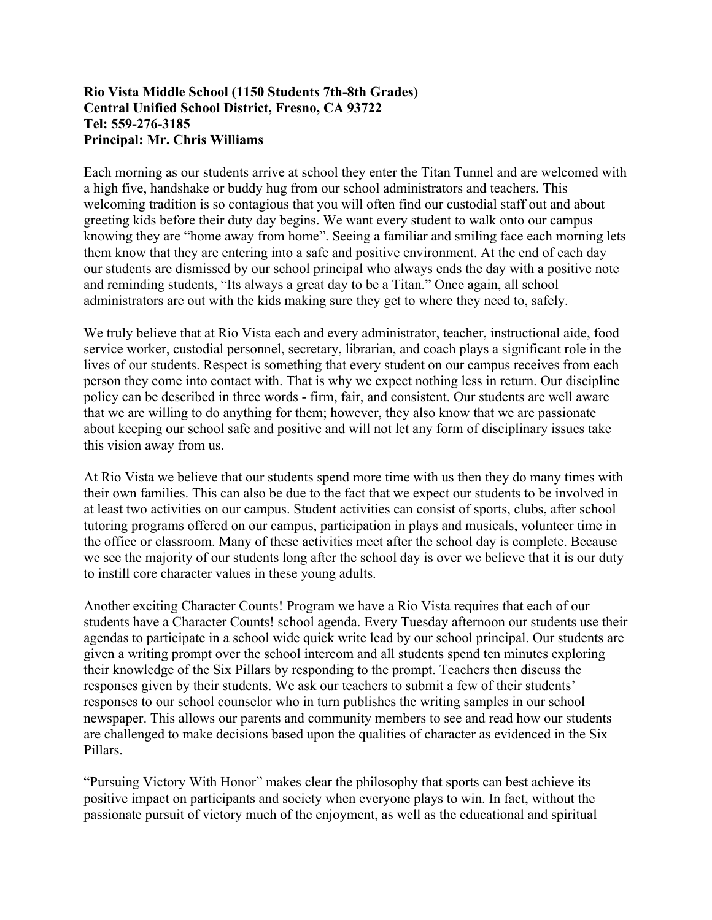**Rio Vista Middle School (1150 Students 7th-8th Grades)**
**Central Unified School District, Fresno, CA 93722**
**Tel: 559-276-3185**
**Principal: Mr. Chris Williams**

Each morning as our students arrive at school they enter the Titan Tunnel and are welcomed with a high five, handshake or buddy hug from our school administrators and teachers. This welcoming tradition is so contagious that you will often find our custodial staff out and about greeting kids before their duty day begins. We want every student to walk onto our campus knowing they are "home away from home". Seeing a familiar and smiling face each morning lets them know that they are entering into a safe and positive environment. At the end of each day our students are dismissed by our school principal who always ends the day with a positive note and reminding students, "Its always a great day to be a Titan." Once again, all school administrators are out with the kids making sure they get to where they need to, safely.

We truly believe that at Rio Vista each and every administrator, teacher, instructional aide, food service worker, custodial personnel, secretary, librarian, and coach plays a significant role in the lives of our students. Respect is something that every student on our campus receives from each person they come into contact with. That is why we expect nothing less in return. Our discipline policy can be described in three words - firm, fair, and consistent. Our students are well aware that we are willing to do anything for them; however, they also know that we are passionate about keeping our school safe and positive and will not let any form of disciplinary issues take this vision away from us.

At Rio Vista we believe that our students spend more time with us then they do many times with their own families. This can also be due to the fact that we expect our students to be involved in at least two activities on our campus. Student activities can consist of sports, clubs, after school tutoring programs offered on our campus, participation in plays and musicals, volunteer time in the office or classroom. Many of these activities meet after the school day is complete. Because we see the majority of our students long after the school day is over we believe that it is our duty to instill core character values in these young adults.

Another exciting Character Counts! Program we have a Rio Vista requires that each of our students have a Character Counts! school agenda. Every Tuesday afternoon our students use their agendas to participate in a school wide quick write lead by our school principal. Our students are given a writing prompt over the school intercom and all students spend ten minutes exploring their knowledge of the Six Pillars by responding to the prompt. Teachers then discuss the responses given by their students. We ask our teachers to submit a few of their students' responses to our school counselor who in turn publishes the writing samples in our school newspaper. This allows our parents and community members to see and read how our students are challenged to make decisions based upon the qualities of character as evidenced in the Six Pillars.

"Pursuing Victory With Honor" makes clear the philosophy that sports can best achieve its positive impact on participants and society when everyone plays to win. In fact, without the passionate pursuit of victory much of the enjoyment, as well as the educational and spiritual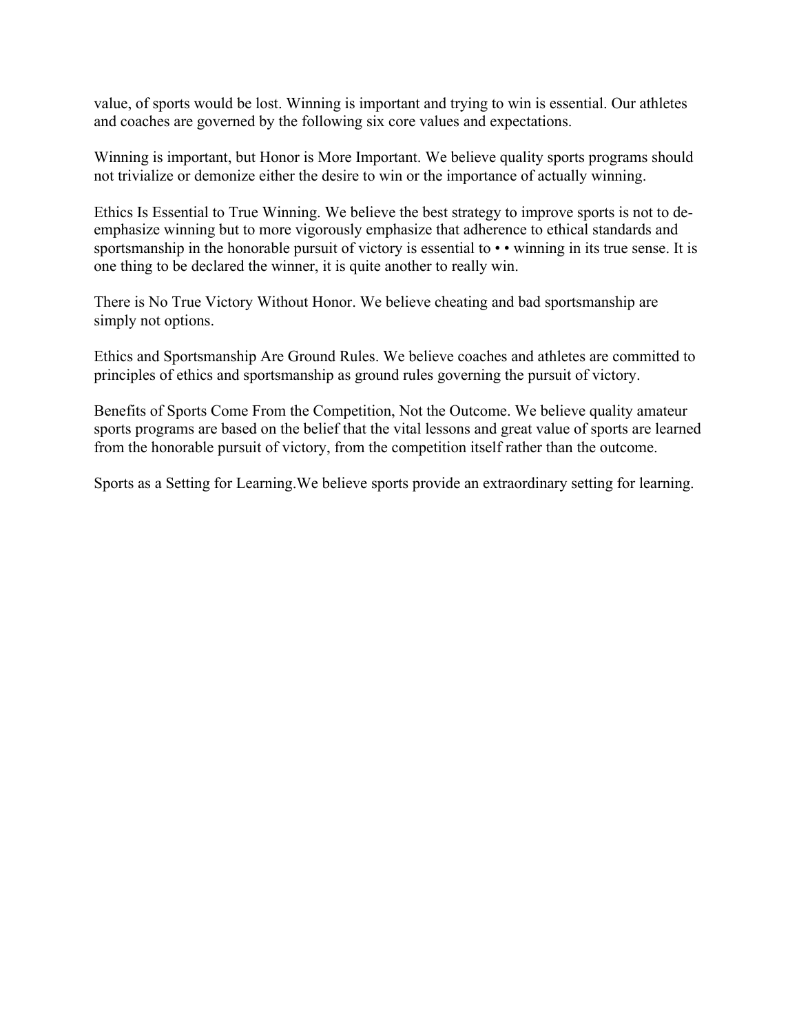value, of sports would be lost. Winning is important and trying to win is essential. Our athletes and coaches are governed by the following six core values and expectations.

Winning is important, but Honor is More Important. We believe quality sports programs should not trivialize or demonize either the desire to win or the importance of actually winning.

Ethics Is Essential to True Winning. We believe the best strategy to improve sports is not to de-emphasize winning but to more vigorously emphasize that adherence to ethical standards and sportsmanship in the honorable pursuit of victory is essential to • • winning in its true sense. It is one thing to be declared the winner, it is quite another to really win.

There is No True Victory Without Honor. We believe cheating and bad sportsmanship are simply not options.

Ethics and Sportsmanship Are Ground Rules. We believe coaches and athletes are committed to principles of ethics and sportsmanship as ground rules governing the pursuit of victory.

Benefits of Sports Come From the Competition, Not the Outcome. We believe quality amateur sports programs are based on the belief that the vital lessons and great value of sports are learned from the honorable pursuit of victory, from the competition itself rather than the outcome.

Sports as a Setting for Learning.We believe sports provide an extraordinary setting for learning.